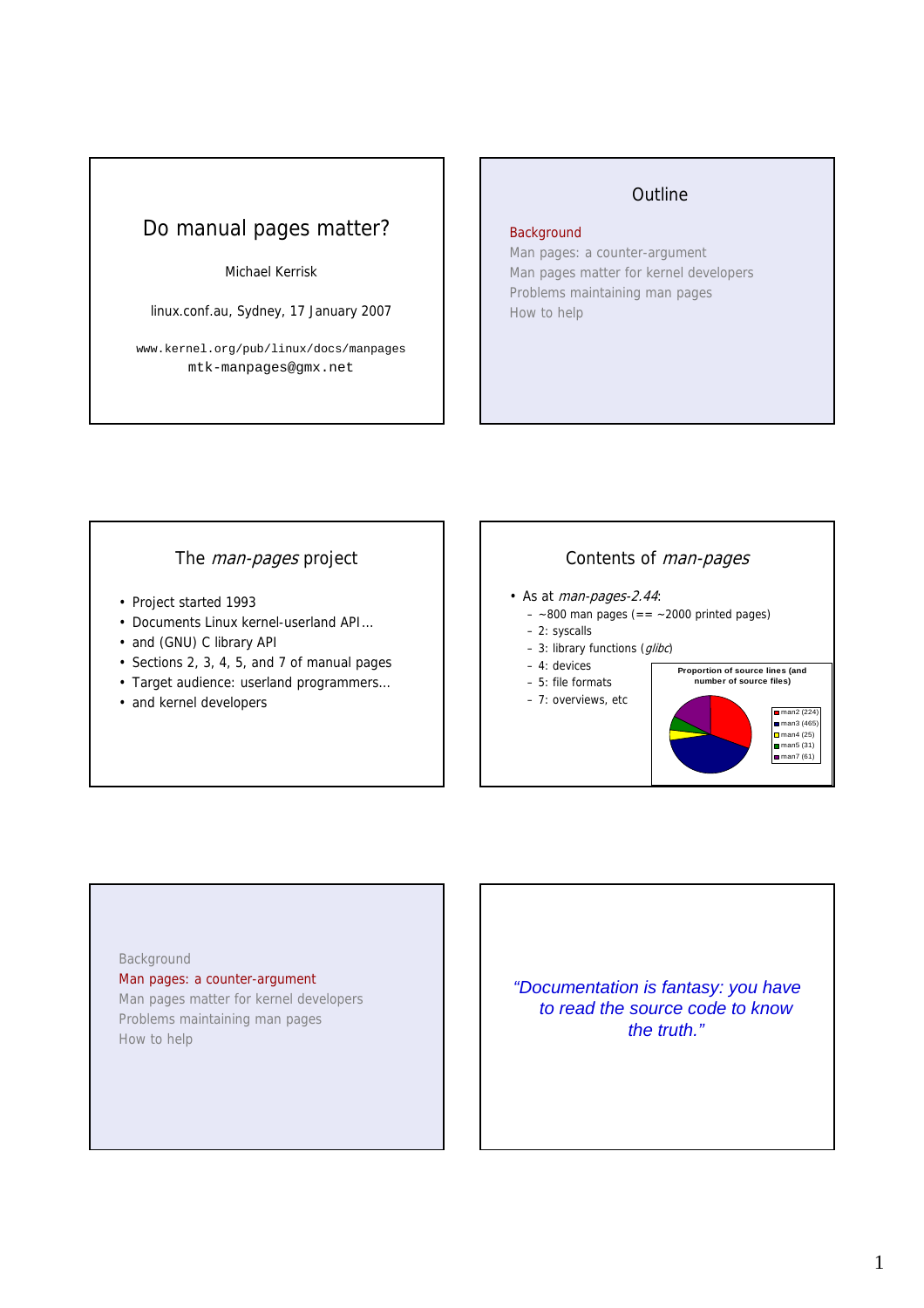# Do manual pages matter?

Michael Kerrisk

linux.conf.au, Sydney, 17 January 2007

www.kernel.org/pub/linux/docs/manpages
mtk-manpages@gmx.net

## Outline

Background
Man pages: a counter-argument
Man pages matter for kernel developers
Problems maintaining man pages
How to help

## The *man-pages* project

- Project started 1993
- Documents Linux kernel-userland API…
- and (GNU) C library API
- Sections 2, 3, 4, 5, and 7 of manual pages
- Target audience: userland programmers…
- and kernel developers

## Contents of *man-pages*

- As at *man-pages-2.44*:
  - ~800 man pages (== ~2000 printed pages)
  - 2: syscalls
  - 3: library functions (*glibc*)
  - 4: devices
  - 5: file formats
  - 7: overviews, etc

Proportion of source lines (and number of source files)

- man2 (224)
- man3 (465)
- man4 (25)
- man5 (31)
- man7 (61)

---

Background
Man pages: a counter-argument
Man pages matter for kernel developers
Problems maintaining man pages
How to help

---

*"Documentation is fantasy: you have to read the source code to know the truth."*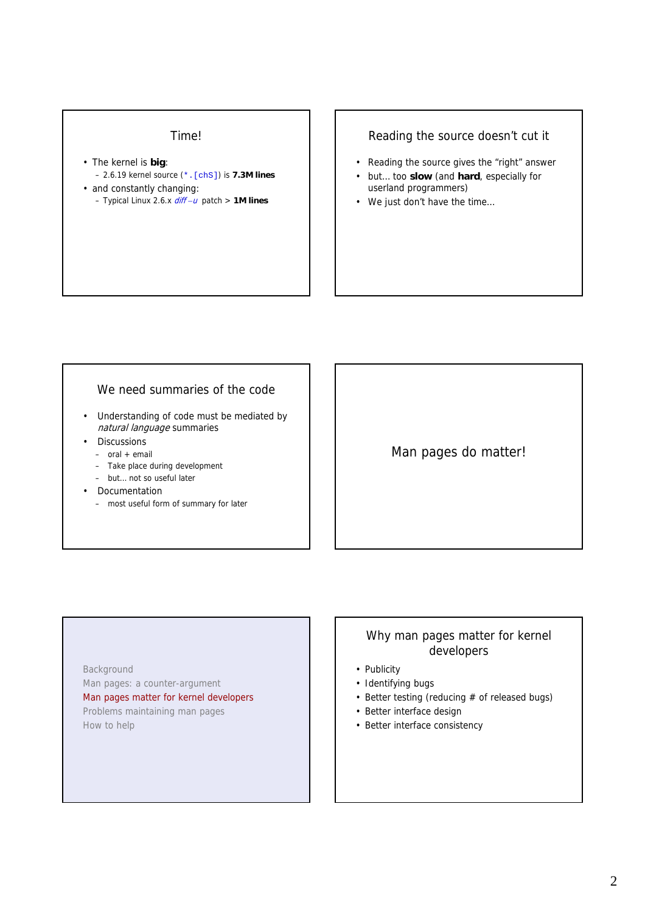## Time!

- The kernel is **big**:
  - 2.6.19 kernel source (`*.[chS]`) is **7.3M lines**
- and constantly changing:
  - Typical Linux 2.6.x *diff –u* patch > **1M lines**

## Reading the source doesn't cut it

- Reading the source gives the "right" answer
- but… too **slow** (and **hard**, especially for userland programmers)
- We just don't have the time…

## We need summaries of the code

- Understanding of code must be mediated by *natural language* summaries
- Discussions
  - oral + email
  - Take place during development
  - but… not so useful later
- Documentation
  - most useful form of summary for later

## Man pages do matter!

Background
Man pages: a counter-argument
Man pages matter for kernel developers
Problems maintaining man pages
How to help

## Why man pages matter for kernel developers

- Publicity
- Identifying bugs
- Better testing (reducing # of released bugs)
- Better interface design
- Better interface consistency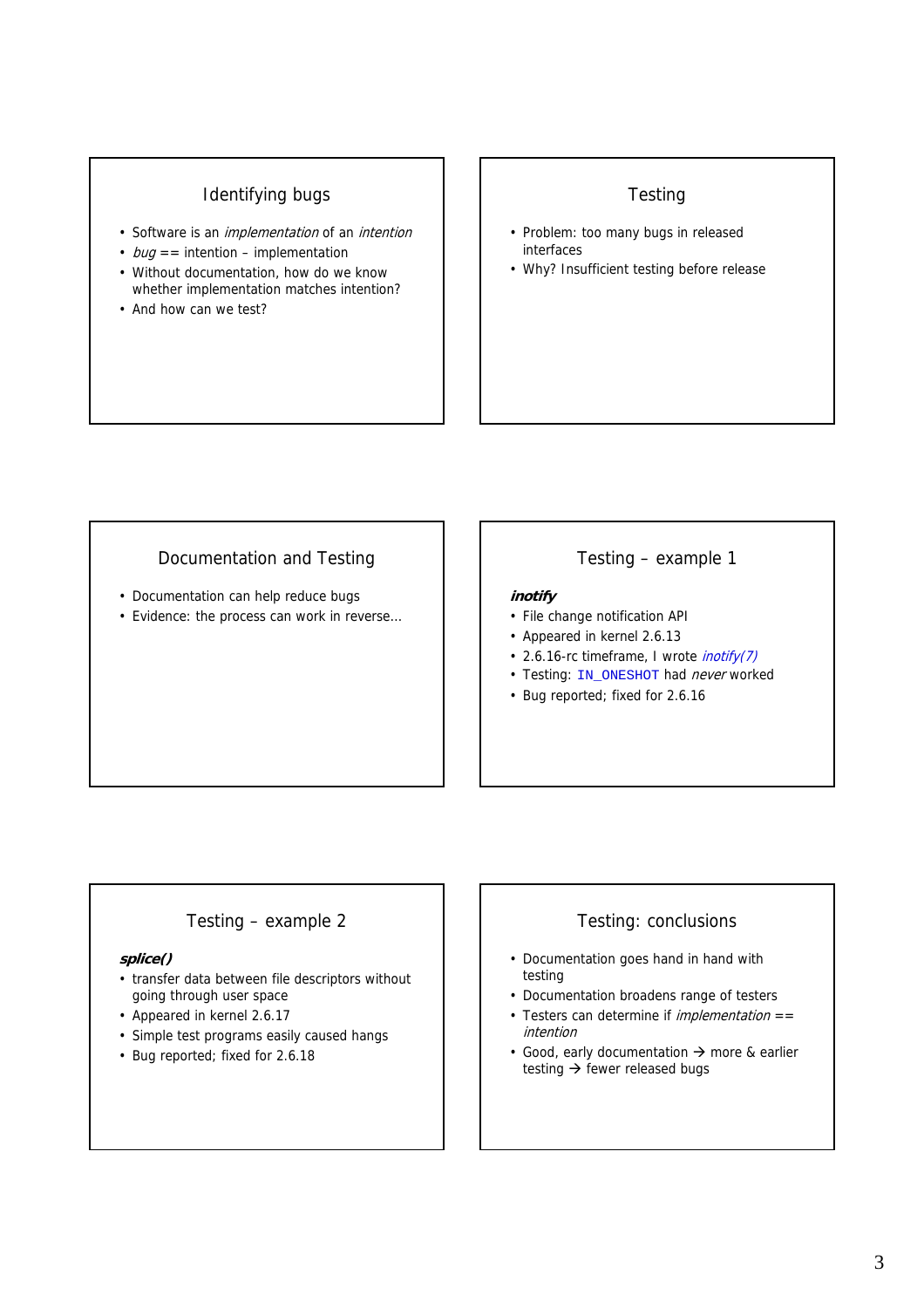## Identifying bugs

- Software is an *implementation* of an *intention*
- *bug* == intention – implementation
- Without documentation, how do we know whether implementation matches intention?
- And how can we test?

## Testing

- Problem: too many bugs in released interfaces
- Why? Insufficient testing before release

## Documentation and Testing

- Documentation can help reduce bugs
- Evidence: the process can work in reverse…

## Testing – example 1

***inotify***

- File change notification API
- Appeared in kernel 2.6.13
- 2.6.16-rc timeframe, I wrote *inotify(7)*
- Testing: `IN_ONESHOT` had *never* worked
- Bug reported; fixed for 2.6.16

## Testing – example 2

***splice()***

- transfer data between file descriptors without going through user space
- Appeared in kernel 2.6.17
- Simple test programs easily caused hangs
- Bug reported; fixed for 2.6.18

## Testing: conclusions

- Documentation goes hand in hand with testing
- Documentation broadens range of testers
- Testers can determine if *implementation* == *intention*
- Good, early documentation → more & earlier testing → fewer released bugs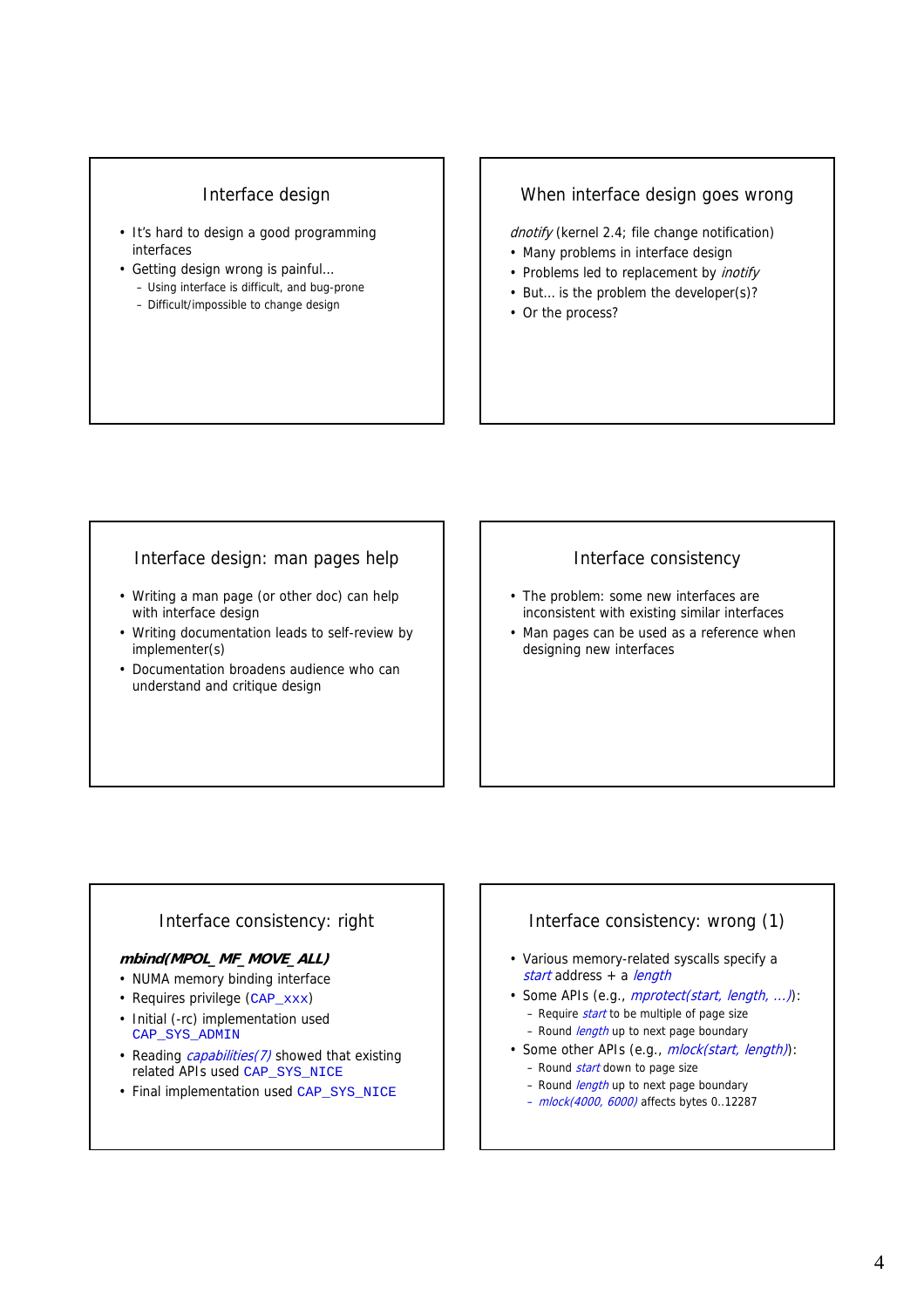## Interface design

- It's hard to design a good programming interfaces
- Getting design wrong is painful...
  - Using interface is difficult, and bug-prone
  - Difficult/impossible to change design

## When interface design goes wrong

*dnotify* (kernel 2.4; file change notification)

- Many problems in interface design
- Problems led to replacement by *inotify*
- But... is the problem the developer(s)?
- Or the process?

## Interface design: man pages help

- Writing a man page (or other doc) can help with interface design
- Writing documentation leads to self-review by implementer(s)
- Documentation broadens audience who can understand and critique design

## Interface consistency

- The problem: some new interfaces are inconsistent with existing similar interfaces
- Man pages can be used as a reference when designing new interfaces

## Interface consistency: right

***mbind(MPOL_MF_MOVE_ALL)***

- NUMA memory binding interface
- Requires privilege (`CAP_xxx`)
- Initial (-rc) implementation used `CAP_SYS_ADMIN`
- Reading *capabilities(7)* showed that existing related APIs used `CAP_SYS_NICE`
- Final implementation used `CAP_SYS_NICE`

## Interface consistency: wrong (1)

- Various memory-related syscalls specify a *start* address + a *length*
- Some APIs (e.g., *mprotect(start, length, ...)*):
  - Require *start* to be multiple of page size
  - Round *length* up to next page boundary
- Some other APIs (e.g., *mlock(start, length)*):
  - Round *start* down to page size
  - Round *length* up to next page boundary
  - *mlock(4000, 6000)* affects bytes 0..12287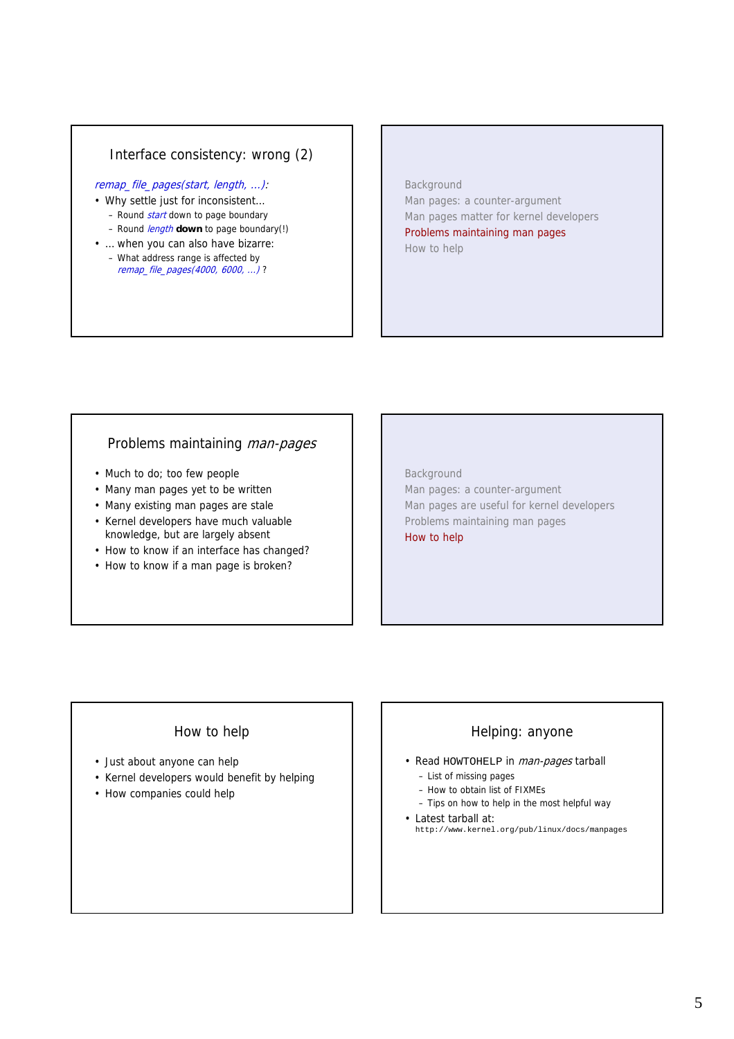## Interface consistency: wrong (2)

*remap_file_pages(start, length, ...):*

- Why settle just for inconsistent...
  - Round *start* down to page boundary
  - Round *length* **down** to page boundary(!)
- ... when you can also have bizarre:
  - What address range is affected by *remap_file_pages(4000, 6000, ...)* ?

---

Background
Man pages: a counter-argument
Man pages matter for kernel developers
Problems maintaining man pages
How to help

---

## Problems maintaining *man-pages*

- Much to do; too few people
- Many man pages yet to be written
- Many existing man pages are stale
- Kernel developers have much valuable knowledge, but are largely absent
- How to know if an interface has changed?
- How to know if a man page is broken?

---

Background
Man pages: a counter-argument
Man pages are useful for kernel developers
Problems maintaining man pages
How to help

---

## How to help

- Just about anyone can help
- Kernel developers would benefit by helping
- How companies could help

---

## Helping: anyone

- Read `HOWTOHELP` in *man-pages* tarball
  - List of missing pages
  - How to obtain list of FIXMEs
  - Tips on how to help in the most helpful way
- Latest tarball at:
  `http://www.kernel.org/pub/linux/docs/manpages`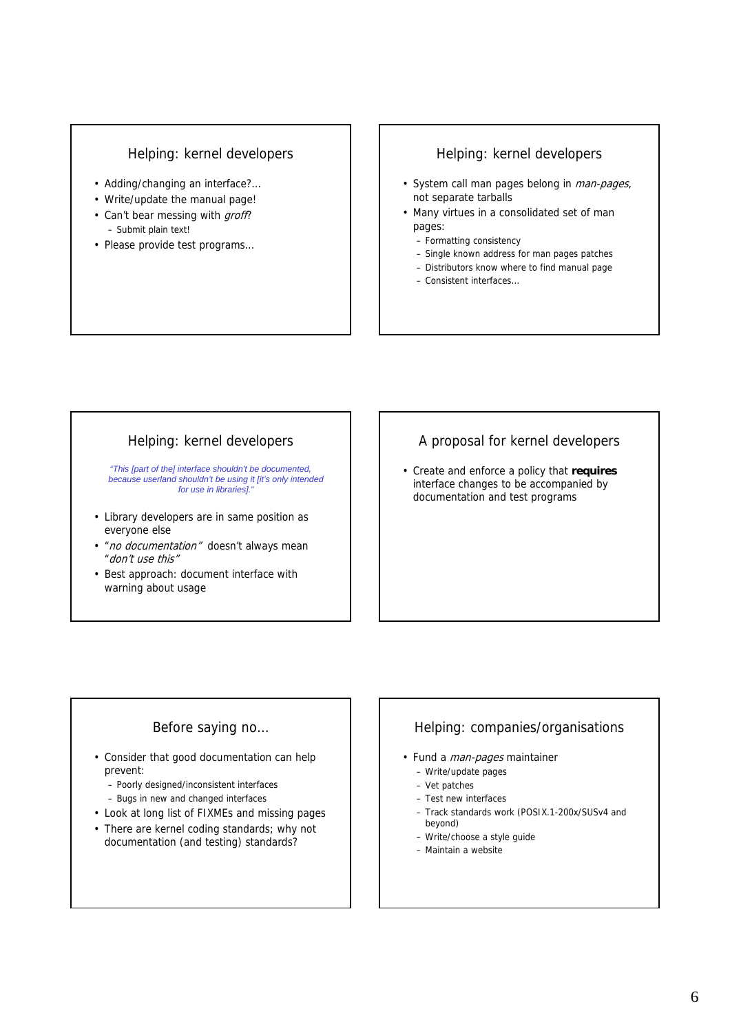## Helping: kernel developers

- Adding/changing an interface?...
- Write/update the manual page!
- Can't bear messing with *groff*?
  - Submit plain text!
- Please provide test programs...

## Helping: kernel developers

- System call man pages belong in *man-pages*, not separate tarballs
- Many virtues in a consolidated set of man pages:
  - Formatting consistency
  - Single known address for man pages patches
  - Distributors know where to find manual page
  - Consistent interfaces...

## Helping: kernel developers

*"This [part of the] interface shouldn't be documented, because userland shouldn't be using it [it's only intended for use in libraries]."*

- Library developers are in same position as everyone else
- "*no documentation*" doesn't always mean "*don't use this*"
- Best approach: document interface with warning about usage

## A proposal for kernel developers

- Create and enforce a policy that **requires** interface changes to be accompanied by documentation and test programs

## Before saying no...

- Consider that good documentation can help prevent:
  - Poorly designed/inconsistent interfaces
  - Bugs in new and changed interfaces
- Look at long list of FIXMEs and missing pages
- There are kernel coding standards; why not documentation (and testing) standards?

## Helping: companies/organisations

- Fund a *man-pages* maintainer
  - Write/update pages
  - Vet patches
  - Test new interfaces
  - Track standards work (POSIX.1-200x/SUSv4 and beyond)
  - Write/choose a style guide
  - Maintain a website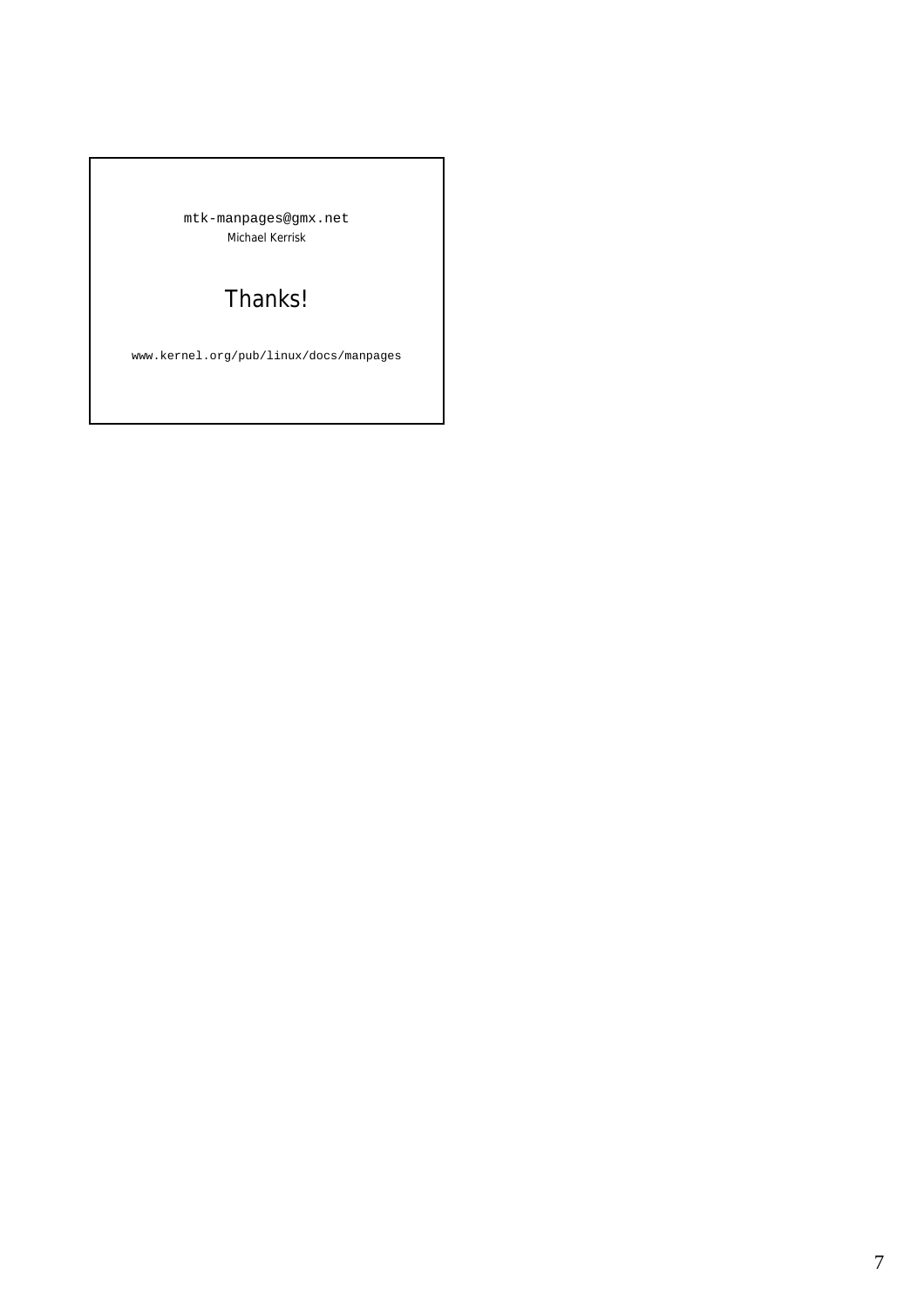mtk-manpages@gmx.net

Michael Kerrisk

## Thanks!

www.kernel.org/pub/linux/docs/manpages